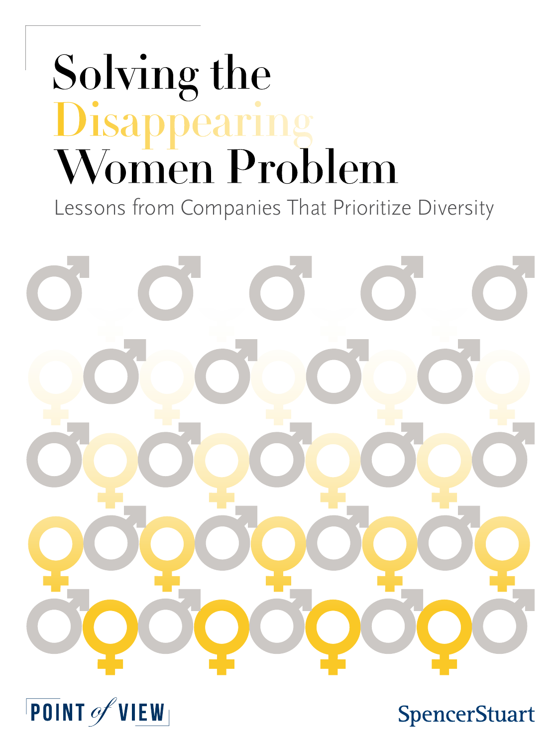# Solving the Disappearing Women Problem

Lessons from Companies That Prioritize Diversity

POINT *of* VIEW

SpencerStuart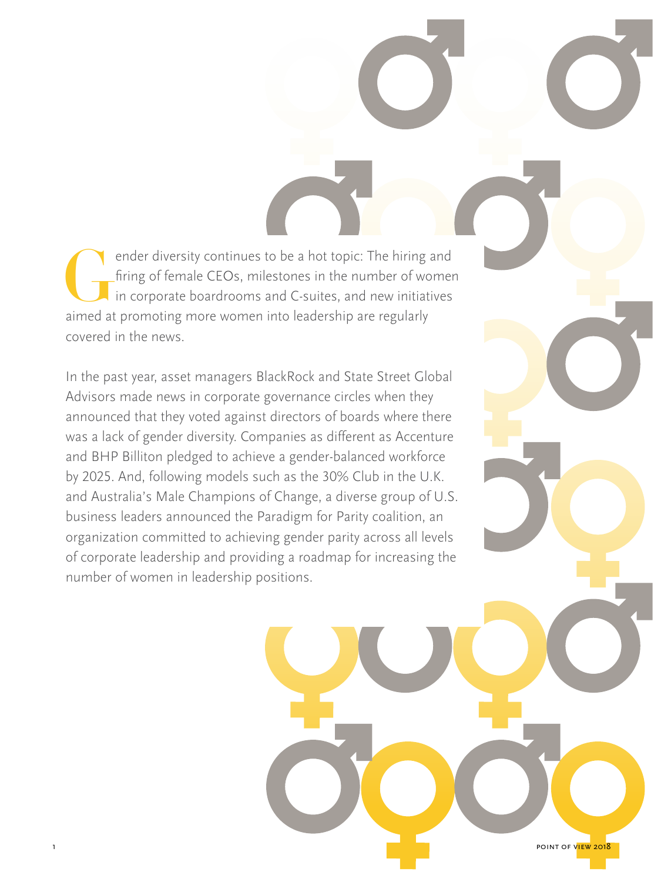Gender diversity continues to be a hot topic: The hiring and firing of female CEOs, milestones in the number of women in corporate boardrooms and C-suites, and new initiatives aimed at promoting more women into leadership are regularly covered in the news.

In the past year, asset managers BlackRock and State Street Global Advisors made news in corporate governance circles when they announced that they voted against directors of boards where there was a lack of gender diversity. Companies as different as Accenture and BHP Billiton pledged to achieve a gender-balanced workforce by 2025. And, following models such as the 30% Club in the U.K. and Australia's Male Champions of Change, a diverse group of U.S. business leaders announced the Paradigm for Parity coalition, an organization committed to achieving gender parity across all levels of corporate leadership and providing a roadmap for increasing the number of women in leadership positions.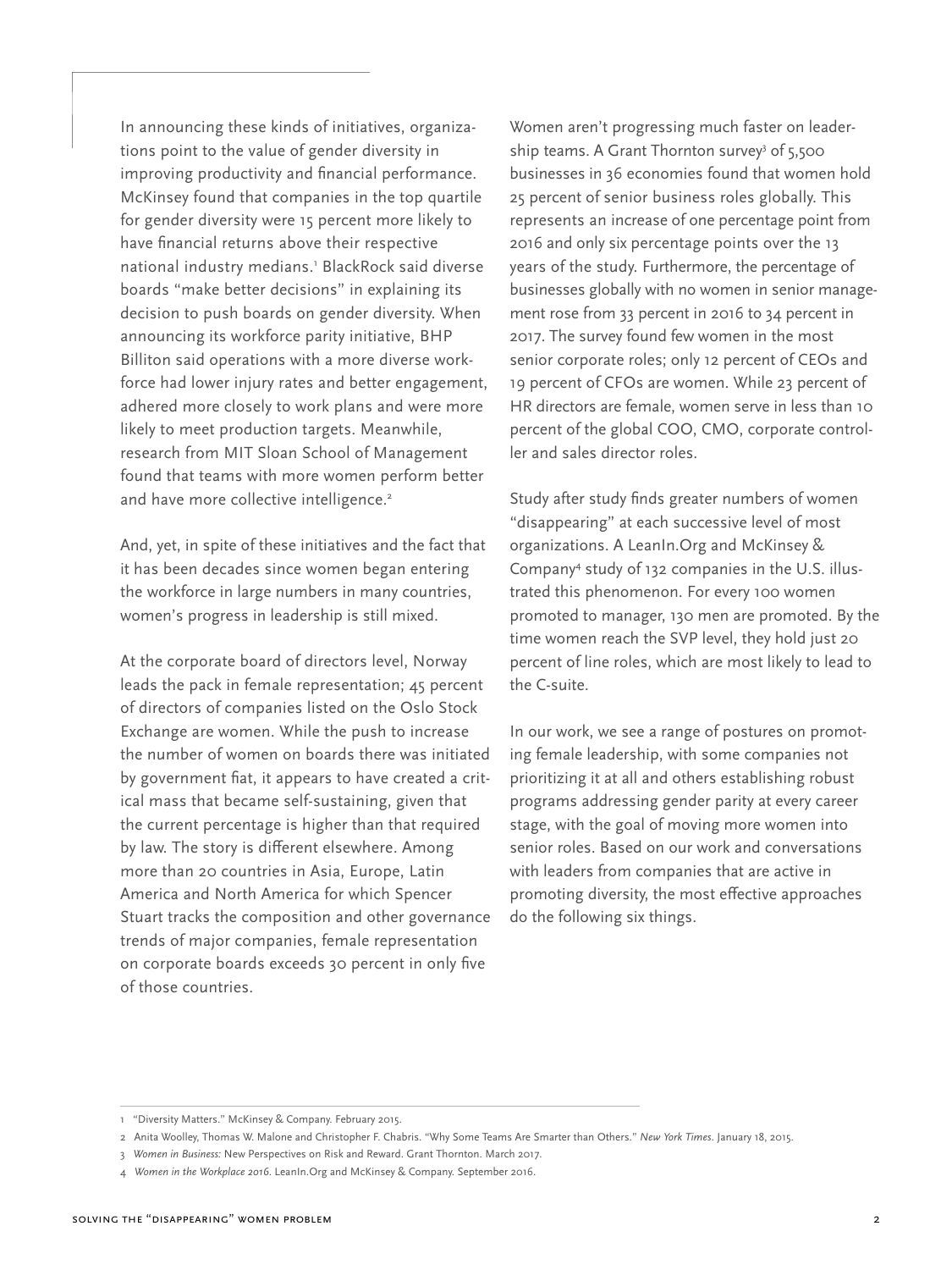In announcing these kinds of initiatives, organizations point to the value of gender diversity in improving productivity and financial performance. McKinsey found that companies in the top quartile for gender diversity were 15 percent more likely to have financial returns above their respective national industry medians.[1] BlackRock said diverse boards "make better decisions" in explaining its decision to push boards on gender diversity. When announcing its workforce parity initiative, BHP Billiton said operations with a more diverse workforce had lower injury rates and better engagement, adhered more closely to work plans and were more likely to meet production targets. Meanwhile, research from MIT Sloan School of Management found that teams with more women perform better and have more collective intelligence.[2]

And, yet, in spite of these initiatives and the fact that it has been decades since women began entering the workforce in large numbers in many countries, women's progress in leadership is still mixed.

At the corporate board of directors level, Norway leads the pack in female representation; 45 percent of directors of companies listed on the Oslo Stock Exchange are women. While the push to increase the number of women on boards there was initiated by government fiat, it appears to have created a critical mass that became self-sustaining, given that the current percentage is higher than that required by law. The story is different elsewhere. Among more than 20 countries in Asia, Europe, Latin America and North America for which Spencer Stuart tracks the composition and other governance trends of major companies, female representation on corporate boards exceeds 30 percent in only five of those countries.

Women aren't progressing much faster on leadership teams. A Grant Thornton survey[3] of 5,500 businesses in 36 economies found that women hold 25 percent of senior business roles globally. This represents an increase of one percentage point from 2016 and only six percentage points over the 13 years of the study. Furthermore, the percentage of businesses globally with no women in senior management rose from 33 percent in 2016 to 34 percent in 2017. The survey found few women in the most senior corporate roles; only 12 percent of CEOs and 19 percent of CFOs are women. While 23 percent of HR directors are female, women serve in less than 10 percent of the global COO, CMO, corporate controller and sales director roles.

Study after study finds greater numbers of women "disappearing" at each successive level of most organizations. A LeanIn.Org and McKinsey & Company[4] study of 132 companies in the U.S. illustrated this phenomenon. For every 100 women promoted to manager, 130 men are promoted. By the time women reach the SVP level, they hold just 20 percent of line roles, which are most likely to lead to the C-suite.

In our work, we see a range of postures on promoting female leadership, with some companies not prioritizing it at all and others establishing robust programs addressing gender parity at every career stage, with the goal of moving more women into senior roles. Based on our work and conversations with leaders from companies that are active in promoting diversity, the most effective approaches do the following six things.

---

1 "Diversity Matters." McKinsey & Company. February 2015.

2 Anita Woolley, Thomas W. Malone and Christopher F. Chabris. "Why Some Teams Are Smarter than Others." *New York Times*. January 18, 2015.

3 *Women in Business:* New Perspectives on Risk and Reward. Grant Thornton. March 2017.

4 *Women in the Workplace 2016*. LeanIn.Org and McKinsey & Company. September 2016.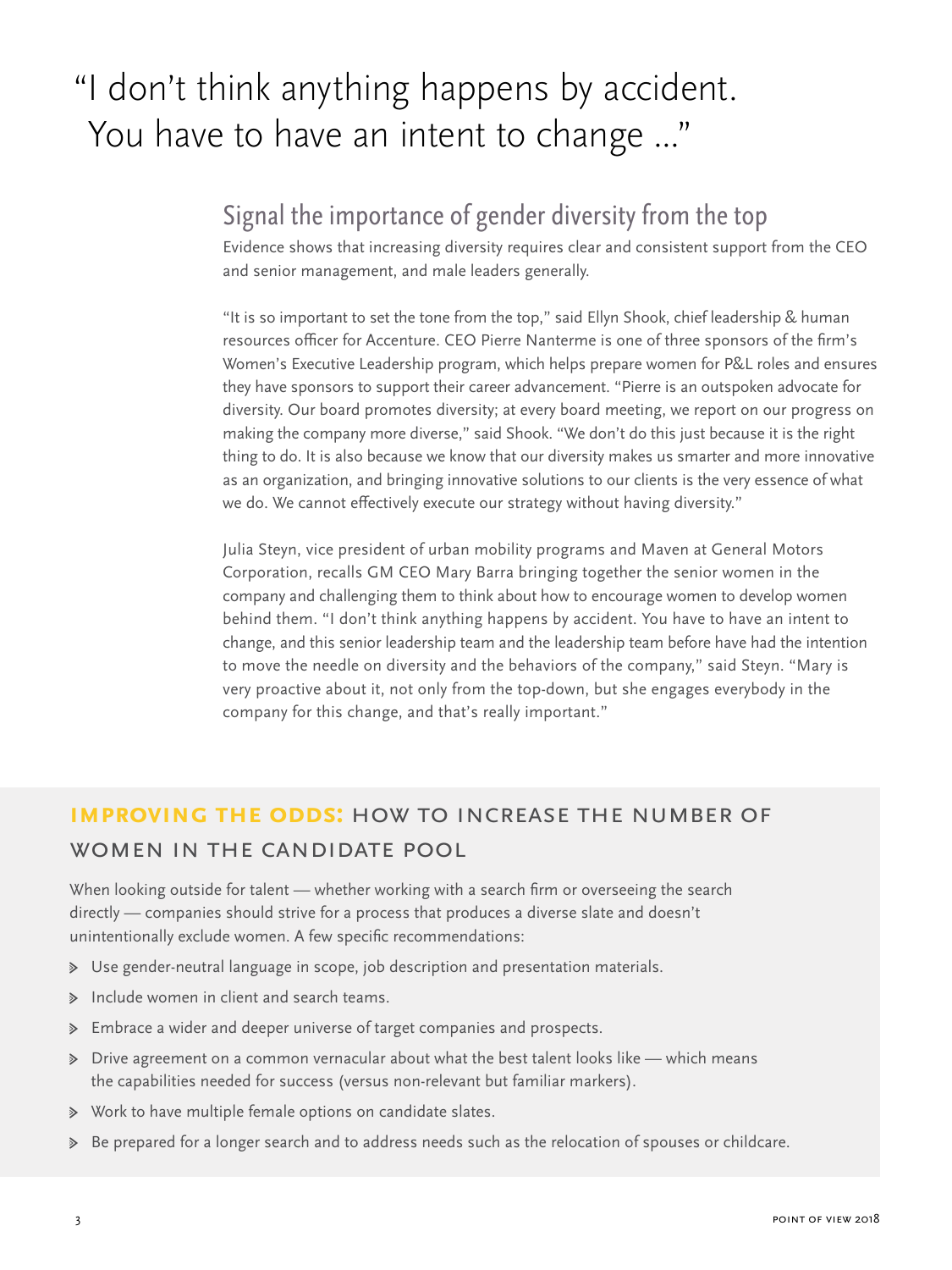# "I don't think anything happens by accident. You have to have an intent to change ..."

## Signal the importance of gender diversity from the top

Evidence shows that increasing diversity requires clear and consistent support from the CEO and senior management, and male leaders generally.

"It is so important to set the tone from the top," said Ellyn Shook, chief leadership & human resources officer for Accenture. CEO Pierre Nanterme is one of three sponsors of the firm's Women's Executive Leadership program, which helps prepare women for P&L roles and ensures they have sponsors to support their career advancement. "Pierre is an outspoken advocate for diversity. Our board promotes diversity; at every board meeting, we report on our progress on making the company more diverse," said Shook. "We don't do this just because it is the right thing to do. It is also because we know that our diversity makes us smarter and more innovative as an organization, and bringing innovative solutions to our clients is the very essence of what we do. We cannot effectively execute our strategy without having diversity."

Julia Steyn, vice president of urban mobility programs and Maven at General Motors Corporation, recalls GM CEO Mary Barra bringing together the senior women in the company and challenging them to think about how to encourage women to develop women behind them. "I don't think anything happens by accident. You have to have an intent to change, and this senior leadership team and the leadership team before have had the intention to move the needle on diversity and the behaviors of the company," said Steyn. "Mary is very proactive about it, not only from the top-down, but she engages everybody in the company for this change, and that's really important."

## IMPROVING THE ODDS: HOW TO INCREASE THE NUMBER OF WOMEN IN THE CANDIDATE POOL

When looking outside for talent — whether working with a search firm or overseeing the search directly — companies should strive for a process that produces a diverse slate and doesn't unintentionally exclude women. A few specific recommendations:

- Use gender-neutral language in scope, job description and presentation materials.
- Include women in client and search teams.
- Embrace a wider and deeper universe of target companies and prospects.
- Drive agreement on a common vernacular about what the best talent looks like — which means the capabilities needed for success (versus non-relevant but familiar markers).
- Work to have multiple female options on candidate slates.
- Be prepared for a longer search and to address needs such as the relocation of spouses or childcare.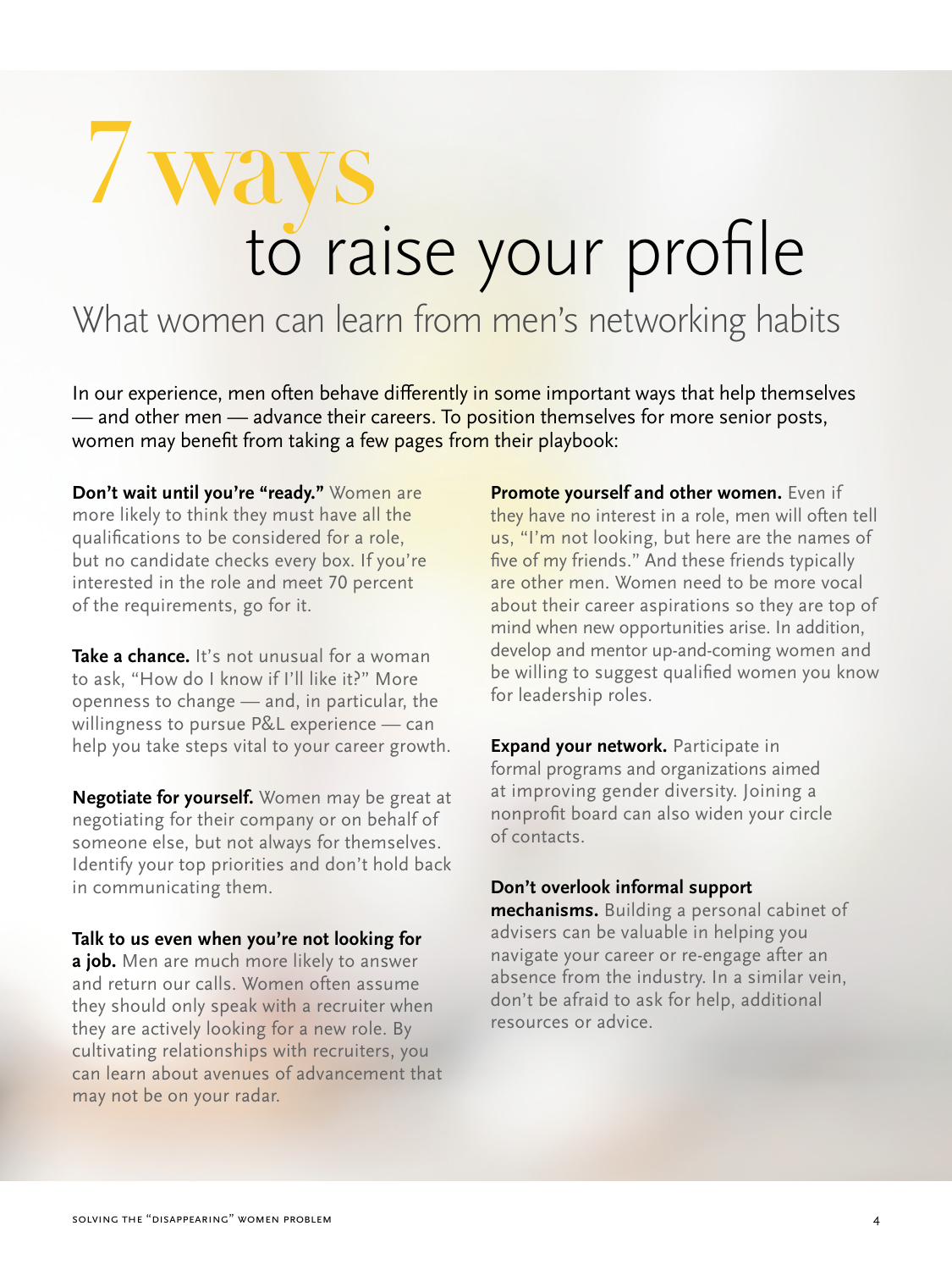# 7 ways to raise your profile

## What women can learn from men's networking habits

In our experience, men often behave differently in some important ways that help themselves — and other men — advance their careers. To position themselves for more senior posts, women may benefit from taking a few pages from their playbook:

**Don't wait until you're "ready."** Women are more likely to think they must have all the qualifications to be considered for a role, but no candidate checks every box. If you're interested in the role and meet 70 percent of the requirements, go for it.

**Take a chance.** It's not unusual for a woman to ask, "How do I know if I'll like it?" More openness to change — and, in particular, the willingness to pursue P&L experience — can help you take steps vital to your career growth.

**Negotiate for yourself.** Women may be great at negotiating for their company or on behalf of someone else, but not always for themselves. Identify your top priorities and don't hold back in communicating them.

**Talk to us even when you're not looking for a job.** Men are much more likely to answer and return our calls. Women often assume they should only speak with a recruiter when they are actively looking for a new role. By cultivating relationships with recruiters, you can learn about avenues of advancement that may not be on your radar.

**Promote yourself and other women.** Even if they have no interest in a role, men will often tell us, "I'm not looking, but here are the names of five of my friends." And these friends typically are other men. Women need to be more vocal about their career aspirations so they are top of mind when new opportunities arise. In addition, develop and mentor up-and-coming women and be willing to suggest qualified women you know for leadership roles.

**Expand your network.** Participate in formal programs and organizations aimed at improving gender diversity. Joining a nonprofit board can also widen your circle of contacts.

**Don't overlook informal support mechanisms.** Building a personal cabinet of advisers can be valuable in helping you navigate your career or re-engage after an absence from the industry. In a similar vein, don't be afraid to ask for help, additional resources or advice.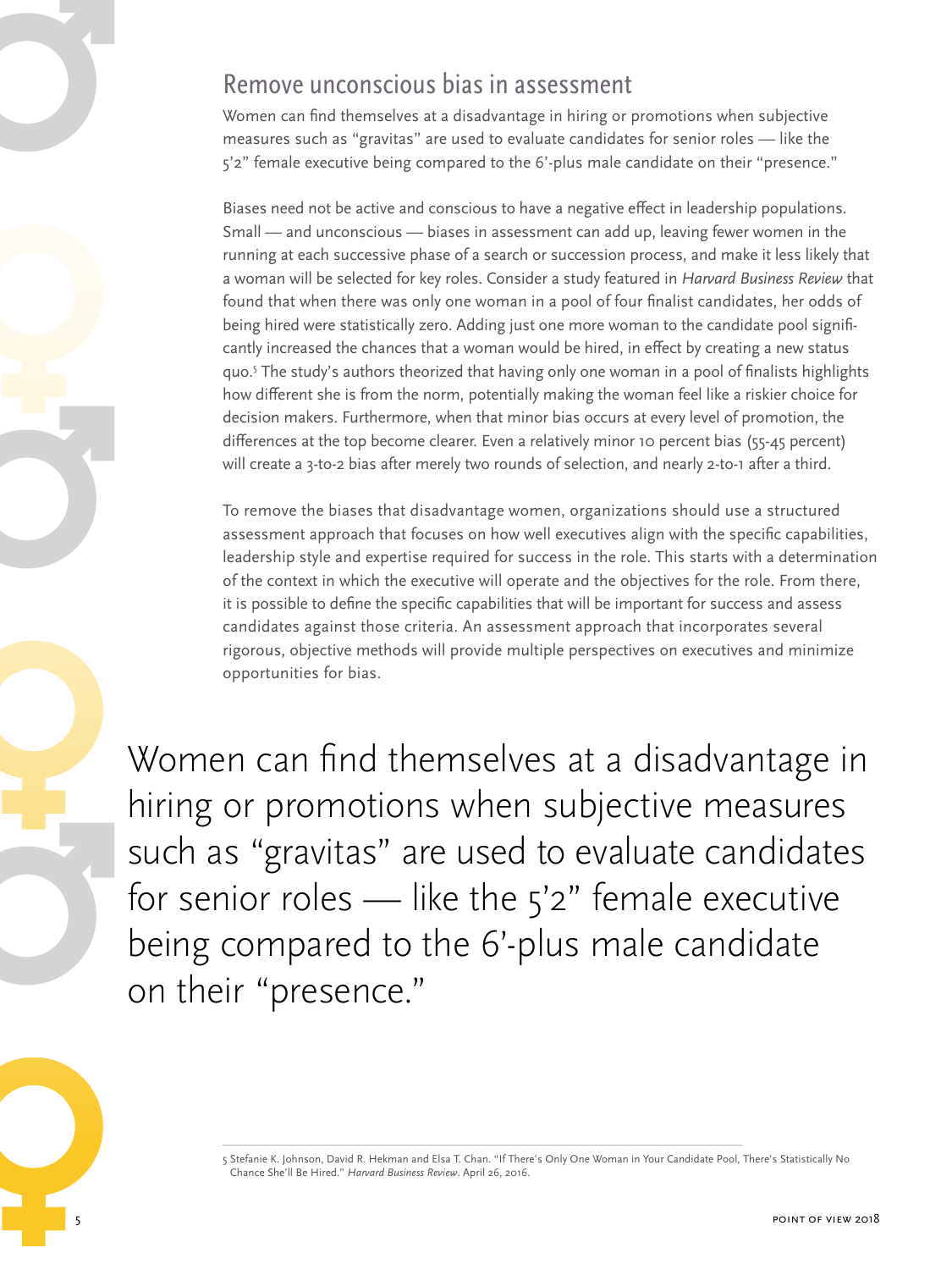## Remove unconscious bias in assessment

Women can find themselves at a disadvantage in hiring or promotions when subjective measures such as "gravitas" are used to evaluate candidates for senior roles — like the 5'2" female executive being compared to the 6'-plus male candidate on their "presence."

Biases need not be active and conscious to have a negative effect in leadership populations. Small — and unconscious — biases in assessment can add up, leaving fewer women in the running at each successive phase of a search or succession process, and make it less likely that a woman will be selected for key roles. Consider a study featured in *Harvard Business Review* that found that when there was only one woman in a pool of four finalist candidates, her odds of being hired were statistically zero. Adding just one more woman to the candidate pool significantly increased the chances that a woman would be hired, in effect by creating a new status quo.[5] The study's authors theorized that having only one woman in a pool of finalists highlights how different she is from the norm, potentially making the woman feel like a riskier choice for decision makers. Furthermore, when that minor bias occurs at every level of promotion, the differences at the top become clearer. Even a relatively minor 10 percent bias (55-45 percent) will create a 3-to-2 bias after merely two rounds of selection, and nearly 2-to-1 after a third.

To remove the biases that disadvantage women, organizations should use a structured assessment approach that focuses on how well executives align with the specific capabilities, leadership style and expertise required for success in the role. This starts with a determination of the context in which the executive will operate and the objectives for the role. From there, it is possible to define the specific capabilities that will be important for success and assess candidates against those criteria. An assessment approach that incorporates several rigorous, objective methods will provide multiple perspectives on executives and minimize opportunities for bias.

> Women can find themselves at a disadvantage in hiring or promotions when subjective measures such as "gravitas" are used to evaluate candidates for senior roles — like the 5'2" female executive being compared to the 6'-plus male candidate on their "presence."

---

5 Stefanie K. Johnson, David R. Hekman and Elsa T. Chan. "If There's Only One Woman in Your Candidate Pool, There's Statistically No Chance She'll Be Hired." *Harvard Business Review*. April 26, 2016.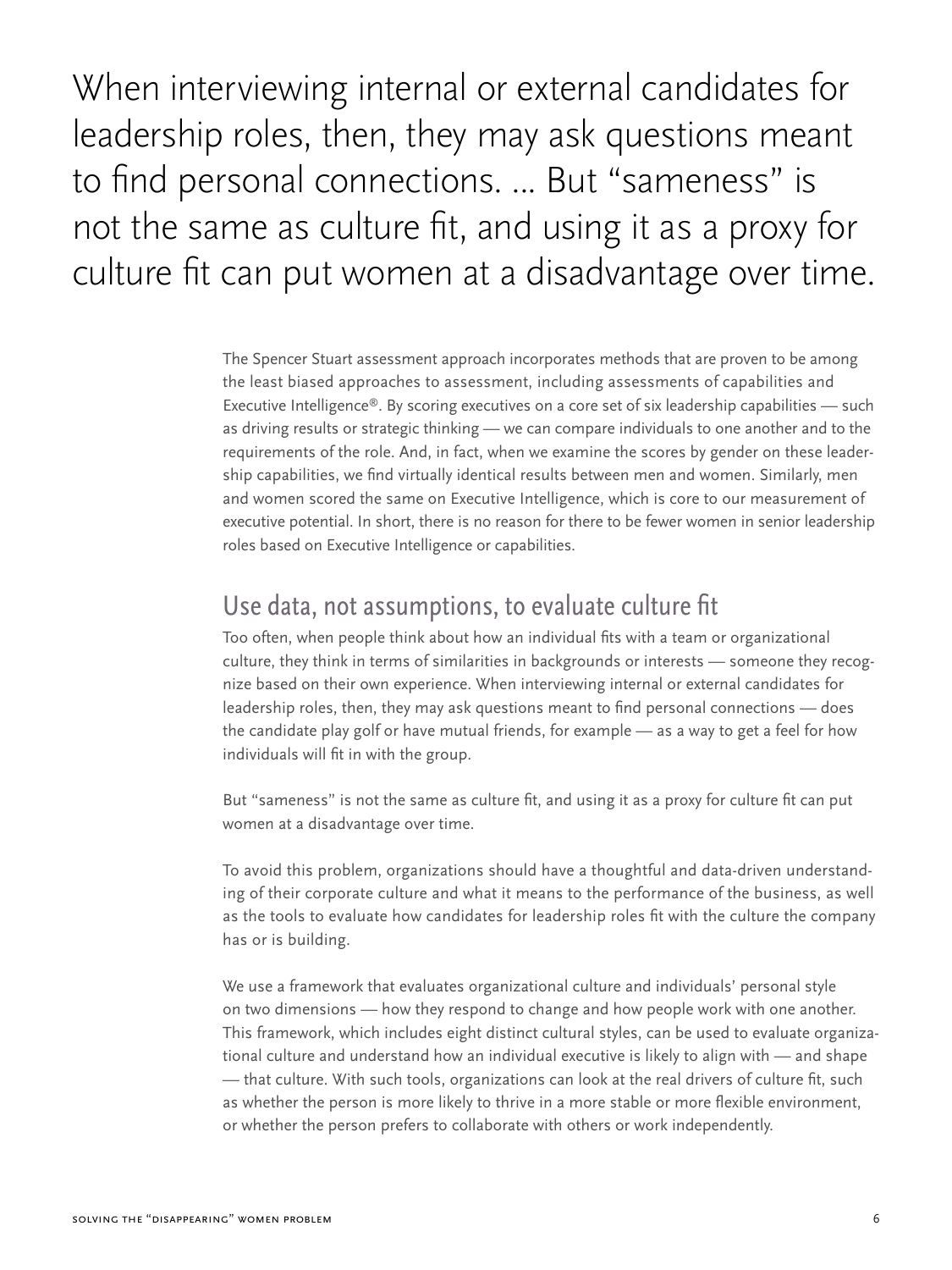> When interviewing internal or external candidates for leadership roles, then, they may ask questions meant to find personal connections. ... But "sameness" is not the same as culture fit, and using it as a proxy for culture fit can put women at a disadvantage over time.

The Spencer Stuart assessment approach incorporates methods that are proven to be among the least biased approaches to assessment, including assessments of capabilities and Executive Intelligence®. By scoring executives on a core set of six leadership capabilities — such as driving results or strategic thinking — we can compare individuals to one another and to the requirements of the role. And, in fact, when we examine the scores by gender on these leadership capabilities, we find virtually identical results between men and women. Similarly, men and women scored the same on Executive Intelligence, which is core to our measurement of executive potential. In short, there is no reason for there to be fewer women in senior leadership roles based on Executive Intelligence or capabilities.

## Use data, not assumptions, to evaluate culture fit

Too often, when people think about how an individual fits with a team or organizational culture, they think in terms of similarities in backgrounds or interests — someone they recognize based on their own experience. When interviewing internal or external candidates for leadership roles, then, they may ask questions meant to find personal connections — does the candidate play golf or have mutual friends, for example — as a way to get a feel for how individuals will fit in with the group.

But "sameness" is not the same as culture fit, and using it as a proxy for culture fit can put women at a disadvantage over time.

To avoid this problem, organizations should have a thoughtful and data-driven understanding of their corporate culture and what it means to the performance of the business, as well as the tools to evaluate how candidates for leadership roles fit with the culture the company has or is building.

We use a framework that evaluates organizational culture and individuals' personal style on two dimensions — how they respond to change and how people work with one another. This framework, which includes eight distinct cultural styles, can be used to evaluate organizational culture and understand how an individual executive is likely to align with — and shape — that culture. With such tools, organizations can look at the real drivers of culture fit, such as whether the person is more likely to thrive in a more stable or more flexible environment, or whether the person prefers to collaborate with others or work independently.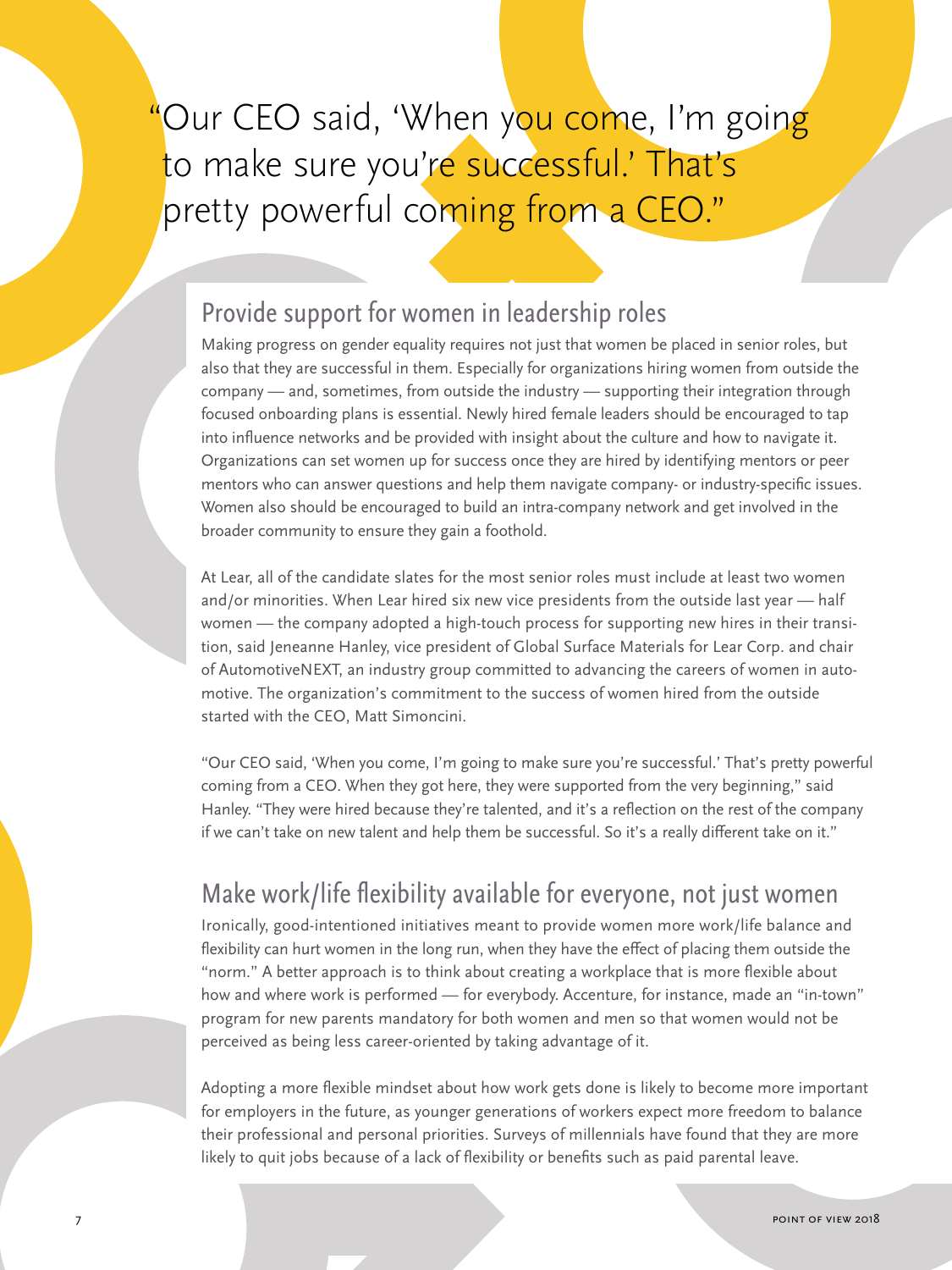> "Our CEO said, 'When you come, I'm going to make sure you're successful.' That's pretty powerful coming from a CEO."

## Provide support for women in leadership roles

Making progress on gender equality requires not just that women be placed in senior roles, but also that they are successful in them. Especially for organizations hiring women from outside the company — and, sometimes, from outside the industry — supporting their integration through focused onboarding plans is essential. Newly hired female leaders should be encouraged to tap into influence networks and be provided with insight about the culture and how to navigate it. Organizations can set women up for success once they are hired by identifying mentors or peer mentors who can answer questions and help them navigate company- or industry-specific issues. Women also should be encouraged to build an intra-company network and get involved in the broader community to ensure they gain a foothold.

At Lear, all of the candidate slates for the most senior roles must include at least two women and/or minorities. When Lear hired six new vice presidents from the outside last year — half women — the company adopted a high-touch process for supporting new hires in their transition, said Jeneanne Hanley, vice president of Global Surface Materials for Lear Corp. and chair of AutomotiveNEXT, an industry group committed to advancing the careers of women in automotive. The organization's commitment to the success of women hired from the outside started with the CEO, Matt Simoncini.

"Our CEO said, 'When you come, I'm going to make sure you're successful.' That's pretty powerful coming from a CEO. When they got here, they were supported from the very beginning," said Hanley. "They were hired because they're talented, and it's a reflection on the rest of the company if we can't take on new talent and help them be successful. So it's a really different take on it."

## Make work/life flexibility available for everyone, not just women

Ironically, good-intentioned initiatives meant to provide women more work/life balance and flexibility can hurt women in the long run, when they have the effect of placing them outside the "norm." A better approach is to think about creating a workplace that is more flexible about how and where work is performed — for everybody. Accenture, for instance, made an "in-town" program for new parents mandatory for both women and men so that women would not be perceived as being less career-oriented by taking advantage of it.

Adopting a more flexible mindset about how work gets done is likely to become more important for employers in the future, as younger generations of workers expect more freedom to balance their professional and personal priorities. Surveys of millennials have found that they are more likely to quit jobs because of a lack of flexibility or benefits such as paid parental leave.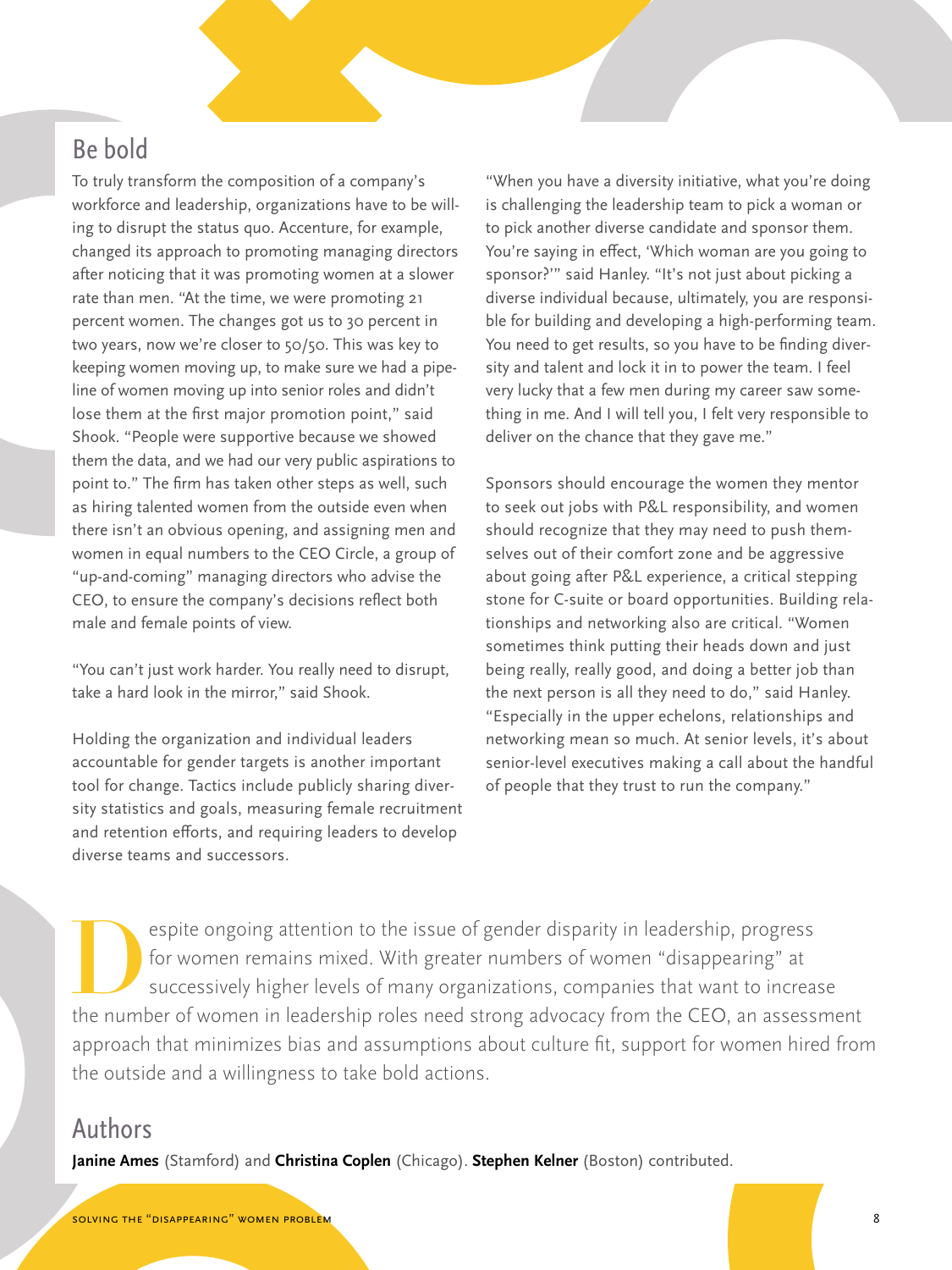## Be bold

To truly transform the composition of a company's workforce and leadership, organizations have to be willing to disrupt the status quo. Accenture, for example, changed its approach to promoting managing directors after noticing that it was promoting women at a slower rate than men. "At the time, we were promoting 21 percent women. The changes got us to 30 percent in two years, now we're closer to 50/50. This was key to keeping women moving up, to make sure we had a pipeline of women moving up into senior roles and didn't lose them at the first major promotion point," said Shook. "People were supportive because we showed them the data, and we had our very public aspirations to point to." The firm has taken other steps as well, such as hiring talented women from the outside even when there isn't an obvious opening, and assigning men and women in equal numbers to the CEO Circle, a group of "up-and-coming" managing directors who advise the CEO, to ensure the company's decisions reflect both male and female points of view.

"You can't just work harder. You really need to disrupt, take a hard look in the mirror," said Shook.

Holding the organization and individual leaders accountable for gender targets is another important tool for change. Tactics include publicly sharing diversity statistics and goals, measuring female recruitment and retention efforts, and requiring leaders to develop diverse teams and successors.

"When you have a diversity initiative, what you're doing is challenging the leadership team to pick a woman or to pick another diverse candidate and sponsor them. You're saying in effect, 'Which woman are you going to sponsor?'" said Hanley. "It's not just about picking a diverse individual because, ultimately, you are responsible for building and developing a high-performing team. You need to get results, so you have to be finding diversity and talent and lock it in to power the team. I feel very lucky that a few men during my career saw something in me. And I will tell you, I felt very responsible to deliver on the chance that they gave me."

Sponsors should encourage the women they mentor to seek out jobs with P&L responsibility, and women should recognize that they may need to push themselves out of their comfort zone and be aggressive about going after P&L experience, a critical stepping stone for C-suite or board opportunities. Building relationships and networking also are critical. "Women sometimes think putting their heads down and just being really, really good, and doing a better job than the next person is all they need to do," said Hanley. "Especially in the upper echelons, relationships and networking mean so much. At senior levels, it's about senior-level executives making a call about the handful of people that they trust to run the company."

Despite ongoing attention to the issue of gender disparity in leadership, progress for women remains mixed. With greater numbers of women "disappearing" at successively higher levels of many organizations, companies that want to increase the number of women in leadership roles need strong advocacy from the CEO, an assessment approach that minimizes bias and assumptions about culture fit, support for women hired from the outside and a willingness to take bold actions.

## Authors

**Janine Ames** (Stamford) and **Christina Coplen** (Chicago). **Stephen Kelner** (Boston) contributed.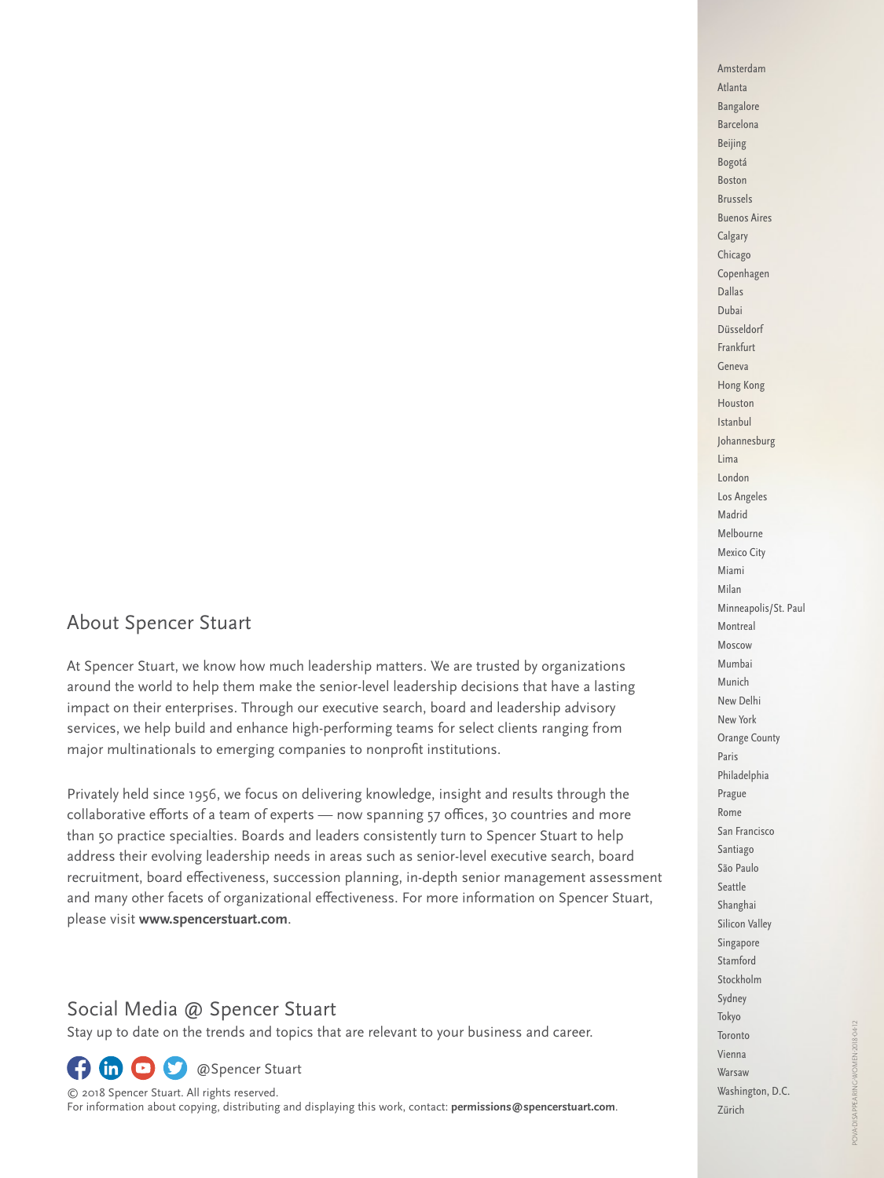## About Spencer Stuart

At Spencer Stuart, we know how much leadership matters. We are trusted by organizations around the world to help them make the senior-level leadership decisions that have a lasting impact on their enterprises. Through our executive search, board and leadership advisory services, we help build and enhance high-performing teams for select clients ranging from major multinationals to emerging companies to nonprofit institutions.

Privately held since 1956, we focus on delivering knowledge, insight and results through the collaborative efforts of a team of experts — now spanning 57 offices, 30 countries and more than 50 practice specialties. Boards and leaders consistently turn to Spencer Stuart to help address their evolving leadership needs in areas such as senior-level executive search, board recruitment, board effectiveness, succession planning, in-depth senior management assessment and many other facets of organizational effectiveness. For more information on Spencer Stuart, please visit **www.spencerstuart.com**.

## Social Media @ Spencer Stuart

Stay up to date on the trends and topics that are relevant to your business and career.

@Spencer Stuart

© 2018 Spencer Stuart. All rights reserved.
For information about copying, distributing and displaying this work, contact: **permissions@spencerstuart.com**.

Amsterdam
Atlanta
Bangalore
Barcelona
Beijing
Bogotá
Boston
Brussels
Buenos Aires
Calgary
Chicago
Copenhagen
Dallas
Dubai
Düsseldorf
Frankfurt
Geneva
Hong Kong
Houston
Istanbul
Johannesburg
Lima
London
Los Angeles
Madrid
Melbourne
Mexico City
Miami
Milan
Minneapolis/St. Paul
Montreal
Moscow
Mumbai
Munich
New Delhi
New York
Orange County
Paris
Philadelphia
Prague
Rome
San Francisco
Santiago
São Paulo
Seattle
Shanghai
Silicon Valley
Singapore
Stamford
Stockholm
Sydney
Tokyo
Toronto
Vienna
Warsaw
Washington, D.C.
Zürich

POVADISAPPEARINGWOMEN20180412